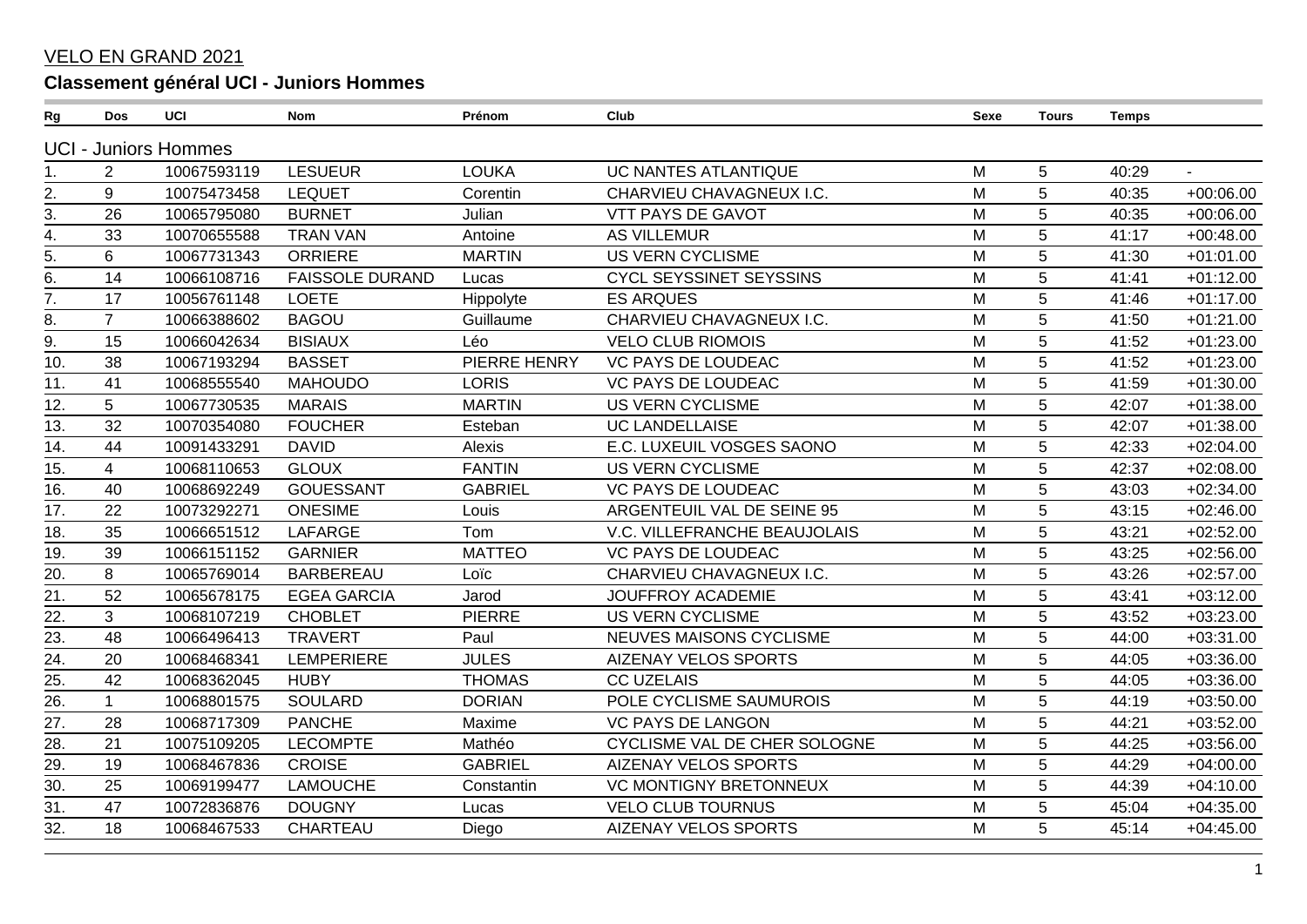VELO EN GRAND 2021

## Classement général UCI - Juniors Hommes

| Rg | Dos | UCI | Nom | Prénom | Club | Sexe | Tours | Temps | |
|---|---|---|---|---|---|---|---|---|---|
| UCI - Juniors Hommes | | | | | | | | | |
| 1. | 2 | 10067593119 | LESUEUR | LOUKA | UC NANTES ATLANTIQUE | M | 5 | 40:29 | - |
| 2. | 9 | 10075473458 | LEQUET | Corentin | CHARVIEU CHAVAGNEUX I.C. | M | 5 | 40:35 | +00:06.00 |
| 3. | 26 | 10065795080 | BURNET | Julian | VTT PAYS DE GAVOT | M | 5 | 40:35 | +00:06.00 |
| 4. | 33 | 10070655588 | TRAN VAN | Antoine | AS VILLEMUR | M | 5 | 41:17 | +00:48.00 |
| 5. | 6 | 10067731343 | ORRIERE | MARTIN | US VERN CYCLISME | M | 5 | 41:30 | +01:01.00 |
| 6. | 14 | 10066108716 | FAISSOLE DURAND | Lucas | CYCL SEYSSINET SEYSSINS | M | 5 | 41:41 | +01:12.00 |
| 7. | 17 | 10056761148 | LOETE | Hippolyte | ES ARQUES | M | 5 | 41:46 | +01:17.00 |
| 8. | 7 | 10066388602 | BAGOU | Guillaume | CHARVIEU CHAVAGNEUX I.C. | M | 5 | 41:50 | +01:21.00 |
| 9. | 15 | 10066042634 | BISIAUX | Léo | VELO CLUB RIOMOIS | M | 5 | 41:52 | +01:23.00 |
| 10. | 38 | 10067193294 | BASSET | PIERRE HENRY | VC PAYS DE LOUDEAC | M | 5 | 41:52 | +01:23.00 |
| 11. | 41 | 10068555540 | MAHOUDO | LORIS | VC PAYS DE LOUDEAC | M | 5 | 41:59 | +01:30.00 |
| 12. | 5 | 10067730535 | MARAIS | MARTIN | US VERN CYCLISME | M | 5 | 42:07 | +01:38.00 |
| 13. | 32 | 10070354080 | FOUCHER | Esteban | UC LANDELLAISE | M | 5 | 42:07 | +01:38.00 |
| 14. | 44 | 10091433291 | DAVID | Alexis | E.C. LUXEUIL VOSGES SAONO | M | 5 | 42:33 | +02:04.00 |
| 15. | 4 | 10068110653 | GLOUX | FANTIN | US VERN CYCLISME | M | 5 | 42:37 | +02:08.00 |
| 16. | 40 | 10068692249 | GOUESSANT | GABRIEL | VC PAYS DE LOUDEAC | M | 5 | 43:03 | +02:34.00 |
| 17. | 22 | 10073292271 | ONESIME | Louis | ARGENTEUIL VAL DE SEINE 95 | M | 5 | 43:15 | +02:46.00 |
| 18. | 35 | 10066651512 | LAFARGE | Tom | V.C. VILLEFRANCHE BEAUJOLAIS | M | 5 | 43:21 | +02:52.00 |
| 19. | 39 | 10066151152 | GARNIER | MATTEO | VC PAYS DE LOUDEAC | M | 5 | 43:25 | +02:56.00 |
| 20. | 8 | 10065769014 | BARBEREAU | Loïc | CHARVIEU CHAVAGNEUX I.C. | M | 5 | 43:26 | +02:57.00 |
| 21. | 52 | 10065678175 | EGEA GARCIA | Jarod | JOUFFROY ACADEMIE | M | 5 | 43:41 | +03:12.00 |
| 22. | 3 | 10068107219 | CHOBLET | PIERRE | US VERN CYCLISME | M | 5 | 43:52 | +03:23.00 |
| 23. | 48 | 10066496413 | TRAVERT | Paul | NEUVES MAISONS CYCLISME | M | 5 | 44:00 | +03:31.00 |
| 24. | 20 | 10068468341 | LEMPERIERE | JULES | AIZENAY VELOS SPORTS | M | 5 | 44:05 | +03:36.00 |
| 25. | 42 | 10068362045 | HUBY | THOMAS | CC UZELAIS | M | 5 | 44:05 | +03:36.00 |
| 26. | 1 | 10068801575 | SOULARD | DORIAN | POLE CYCLISME SAUMUROIS | M | 5 | 44:19 | +03:50.00 |
| 27. | 28 | 10068717309 | PANCHE | Maxime | VC PAYS DE LANGON | M | 5 | 44:21 | +03:52.00 |
| 28. | 21 | 10075109205 | LECOMPTE | Mathéo | CYCLISME VAL DE CHER SOLOGNE | M | 5 | 44:25 | +03:56.00 |
| 29. | 19 | 10068467836 | CROISE | GABRIEL | AIZENAY VELOS SPORTS | M | 5 | 44:29 | +04:00.00 |
| 30. | 25 | 10069199477 | LAMOUCHE | Constantin | VC MONTIGNY BRETONNEUX | M | 5 | 44:39 | +04:10.00 |
| 31. | 47 | 10072836876 | DOUGNY | Lucas | VELO CLUB TOURNUS | M | 5 | 45:04 | +04:35.00 |
| 32. | 18 | 10068467533 | CHARTEAU | Diego | AIZENAY VELOS SPORTS | M | 5 | 45:14 | +04:45.00 |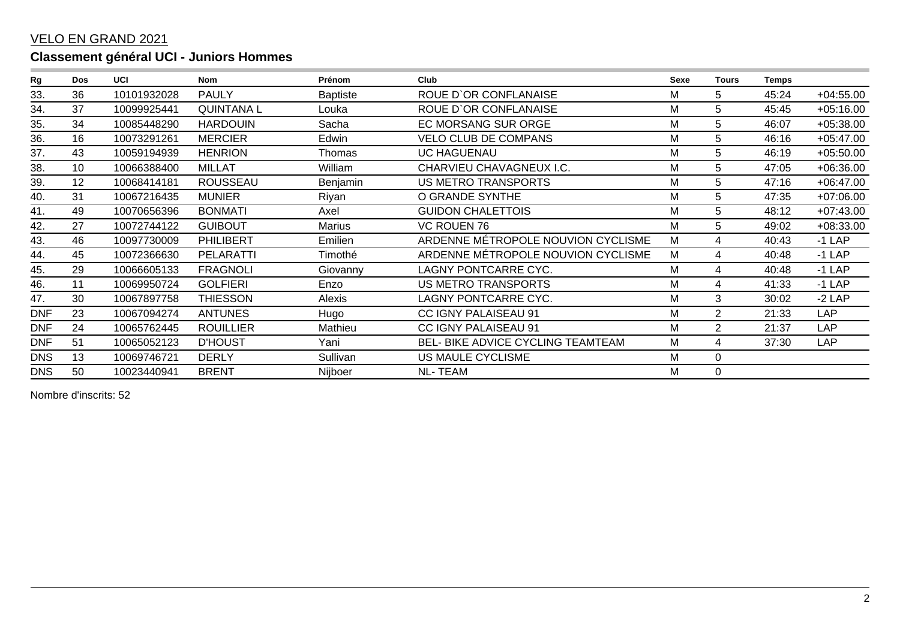VELO EN GRAND 2021

## Classement général UCI - Juniors Hommes

| Rg | Dos | UCI | Nom | Prénom | Club | Sexe | Tours | Temps | |
|---|---|---|---|---|---|---|---|---|---|
| 33. | 36 | 10101932028 | PAULY | Baptiste | ROUE D`OR CONFLANAISE | M | 5 | 45:24 | +04:55.00 |
| 34. | 37 | 10099925441 | QUINTANA L | Louka | ROUE D`OR CONFLANAISE | M | 5 | 45:45 | +05:16.00 |
| 35. | 34 | 10085448290 | HARDOUIN | Sacha | EC MORSANG SUR ORGE | M | 5 | 46:07 | +05:38.00 |
| 36. | 16 | 10073291261 | MERCIER | Edwin | VELO CLUB DE COMPANS | M | 5 | 46:16 | +05:47.00 |
| 37. | 43 | 10059194939 | HENRION | Thomas | UC HAGUENAU | M | 5 | 46:19 | +05:50.00 |
| 38. | 10 | 10066388400 | MILLAT | William | CHARVIEU CHAVAGNEUX I.C. | M | 5 | 47:05 | +06:36.00 |
| 39. | 12 | 10068414181 | ROUSSEAU | Benjamin | US METRO TRANSPORTS | M | 5 | 47:16 | +06:47.00 |
| 40. | 31 | 10067216435 | MUNIER | Riyan | O GRANDE SYNTHE | M | 5 | 47:35 | +07:06.00 |
| 41. | 49 | 10070656396 | BONMATI | Axel | GUIDON CHALETTOIS | M | 5 | 48:12 | +07:43.00 |
| 42. | 27 | 10072744122 | GUIBOUT | Marius | VC ROUEN 76 | M | 5 | 49:02 | +08:33.00 |
| 43. | 46 | 10097730009 | PHILIBERT | Emilien | ARDENNE MÉTROPOLE NOUVION CYCLISME | M | 4 | 40:43 | -1 LAP |
| 44. | 45 | 10072366630 | PELARATTI | Timothé | ARDENNE MÉTROPOLE NOUVION CYCLISME | M | 4 | 40:48 | -1 LAP |
| 45. | 29 | 10066605133 | FRAGNOLI | Giovanny | LAGNY PONTCARRE CYC. | M | 4 | 40:48 | -1 LAP |
| 46. | 11 | 10069950724 | GOLFIERI | Enzo | US METRO TRANSPORTS | M | 4 | 41:33 | -1 LAP |
| 47. | 30 | 10067897758 | THIESSON | Alexis | LAGNY PONTCARRE CYC. | M | 3 | 30:02 | -2 LAP |
| DNF | 23 | 10067094274 | ANTUNES | Hugo | CC IGNY PALAISEAU 91 | M | 2 | 21:33 | LAP |
| DNF | 24 | 10065762445 | ROUILLIER | Mathieu | CC IGNY PALAISEAU 91 | M | 2 | 21:37 | LAP |
| DNF | 51 | 10065052123 | D'HOUST | Yani | BEL- BIKE ADVICE CYCLING TEAMTEAM | M | 4 | 37:30 | LAP |
| DNS | 13 | 10069746721 | DERLY | Sullivan | US MAULE CYCLISME | M | 0 | | |
| DNS | 50 | 10023440941 | BRENT | Nijboer | NL- TEAM | M | 0 | | |

Nombre d'inscrits: 52